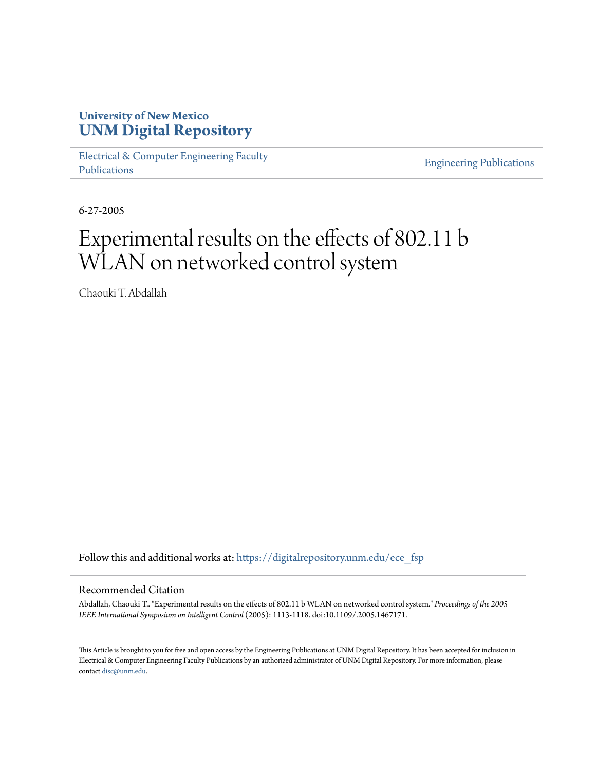University of New Mexico
**UNM Digital Repository**

Electrical & Computer Engineering Faculty Publications

Engineering Publications

6-27-2005

# Experimental results on the effects of 802.11 b WLAN on networked control system

Chaouki T. Abdallah

Follow this and additional works at: https://digitalrepository.unm.edu/ece_fsp

## Recommended Citation

Abdallah, Chaouki T.. "Experimental results on the effects of 802.11 b WLAN on networked control system." *Proceedings of the 2005 IEEE International Symposium on Intelligent Control* (2005): 1113-1118. doi:10.1109/.2005.1467171.

This Article is brought to you for free and open access by the Engineering Publications at UNM Digital Repository. It has been accepted for inclusion in Electrical & Computer Engineering Faculty Publications by an authorized administrator of UNM Digital Repository. For more information, please contact disc@unm.edu.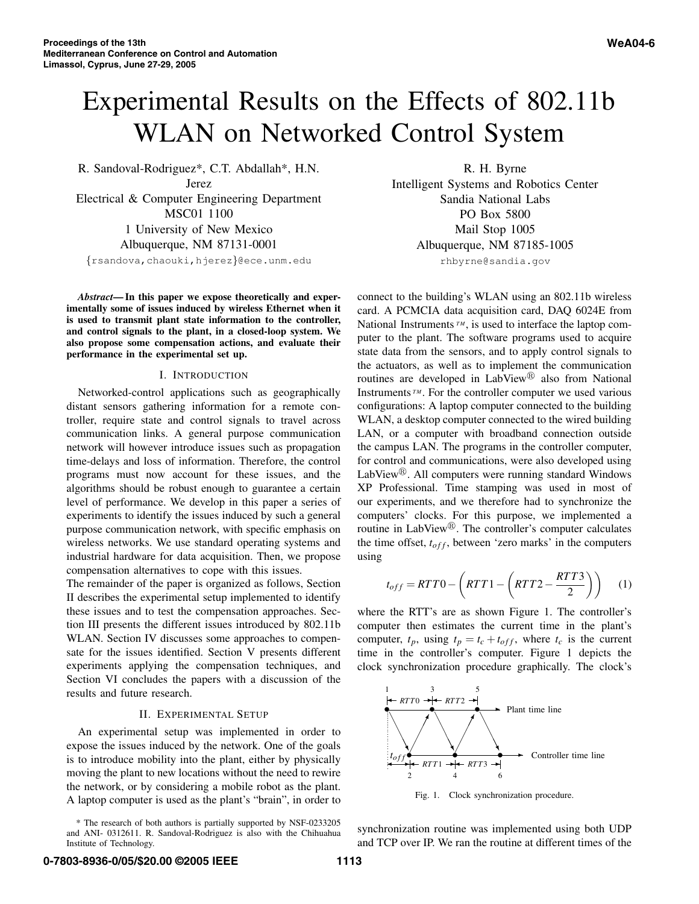# Experimental Results on the Effects of 802.11b WLAN on Networked Control System

R. Sandoval-Rodriguez*, C.T. Abdallah*, H.N. Jerez
Electrical & Computer Engineering Department
MSC01 1100
1 University of New Mexico
Albuquerque, NM 87131-0001
{rsandova,chaouki,hjerez}@ece.unm.edu

R. H. Byrne
Intelligent Systems and Robotics Center
Sandia National Labs
PO Box 5800
Mail Stop 1005
Albuquerque, NM 87185-1005
rhbyrne@sandia.gov

***Abstract*— In this paper we expose theoretically and experimentally some of issues induced by wireless Ethernet when it is used to transmit plant state information to the controller, and control signals to the plant, in a closed-loop system. We also propose some compensation actions, and evaluate their performance in the experimental set up.**

## I. Introduction

Networked-control applications such as geographically distant sensors gathering information for a remote controller, require state and control signals to travel across communication links. A general purpose communication network will however introduce issues such as propagation time-delays and loss of information. Therefore, the control programs must now account for these issues, and the algorithms should be robust enough to guarantee a certain level of performance. We develop in this paper a series of experiments to identify the issues induced by such a general purpose communication network, with specific emphasis on wireless networks. We use standard operating systems and industrial hardware for data acquisition. Then, we propose compensation alternatives to cope with this issues.

The remainder of the paper is organized as follows, Section II describes the experimental setup implemented to identify these issues and to test the compensation approaches. Section III presents the different issues introduced by 802.11b WLAN. Section IV discusses some approaches to compensate for the issues identified. Section V presents different experiments applying the compensation techniques, and Section VI concludes the papers with a discussion of the results and future research.

## II. Experimental Setup

An experimental setup was implemented in order to expose the issues induced by the network. One of the goals is to introduce mobility into the plant, either by physically moving the plant to new locations without the need to rewire the network, or by considering a mobile robot as the plant. A laptop computer is used as the plant's "brain", in order to connect to the building's WLAN using an 802.11b wireless card. A PCMCIA data acquisition card, DAQ 6024E from National Instruments$^{TM}$, is used to interface the laptop computer to the plant. The software programs used to acquire state data from the sensors, and to apply control signals to the actuators, as well as to implement the communication routines are developed in LabView® also from National Instruments$^{TM}$. For the controller computer we used various configurations: A laptop computer connected to the building WLAN, a desktop computer connected to the wired building LAN, or a computer with broadband connection outside the campus LAN. The programs in the controller computer, for control and communications, were also developed using LabView®. All computers were running standard Windows XP Professional. Time stamping was used in most of our experiments, and we therefore had to synchronize the computers' clocks. For this purpose, we implemented a routine in LabView®. The controller's computer calculates the time offset, $t_{off}$, between 'zero marks' in the computers using

$$t_{off} = RTT0 - \left(RTT1 - \left(RTT2 - \frac{RTT3}{2}\right)\right) \quad (1)$$

where the RTT's are as shown Figure 1. The controller's computer then estimates the current time in the plant's computer, $t_p$, using $t_p = t_c + t_{off}$, where $t_c$ is the current time in the controller's computer. Figure 1 depicts the clock synchronization procedure graphically. The clock's synchronization routine was implemented using both UDP and TCP over IP. We ran the routine at different times of the

1
3
5
RTT0
RTT2
Plant time line
$t_{off}$
RTT1
RTT3
Controller time line
2
4
6

Fig. 1. Clock synchronization procedure.

* The research of both authors is partially supported by NSF-0233205 and ANI- 0312611. R. Sandoval-Rodriguez is also with the Chihuahua Institute of Technology.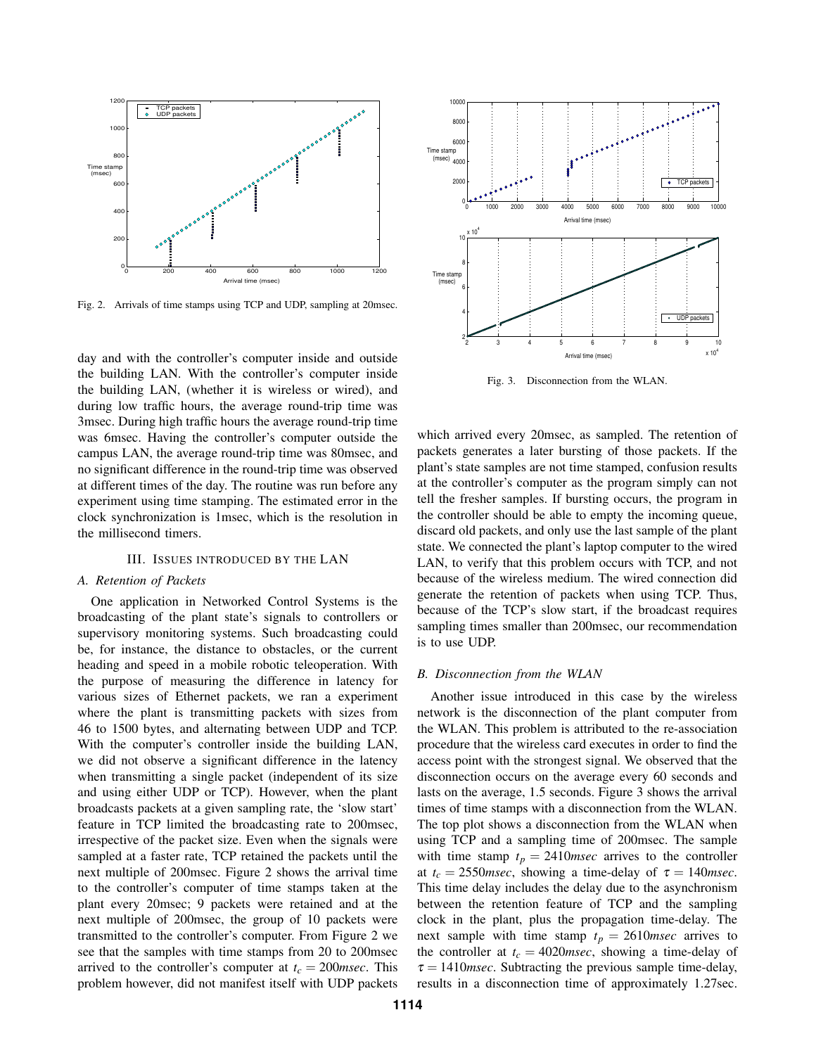Fig. 2. Arrivals of time stamps using TCP and UDP, sampling at 20msec.

Fig. 3. Disconnection from the WLAN.

day and with the controller's computer inside and outside the building LAN. With the controller's computer inside the building LAN, (whether it is wireless or wired), and during low traffic hours, the average round-trip time was 3msec. During high traffic hours the average round-trip time was 6msec. Having the controller's computer outside the campus LAN, the average round-trip time was 80msec, and no significant difference in the round-trip time was observed at different times of the day. The routine was run before any experiment using time stamping. The estimated error in the clock synchronization is 1msec, which is the resolution in the millisecond timers.

## III. Issues introduced by the LAN

### A. Retention of Packets

One application in Networked Control Systems is the broadcasting of the plant state's signals to controllers or supervisory monitoring systems. Such broadcasting could be, for instance, the distance to obstacles, or the current heading and speed in a mobile robotic teleoperation. With the purpose of measuring the difference in latency for various sizes of Ethernet packets, we ran a experiment where the plant is transmitting packets with sizes from 46 to 1500 bytes, and alternating between UDP and TCP. With the computer's controller inside the building LAN, we did not observe a significant difference in the latency when transmitting a single packet (independent of its size and using either UDP or TCP). However, when the plant broadcasts packets at a given sampling rate, the 'slow start' feature in TCP limited the broadcasting rate to 200msec, irrespective of the packet size. Even when the signals were sampled at a faster rate, TCP retained the packets until the next multiple of 200msec. Figure 2 shows the arrival time to the controller's computer of time stamps taken at the plant every 20msec; 9 packets were retained and at the next multiple of 200msec, the group of 10 packets were transmitted to the controller's computer. From Figure 2 we see that the samples with time stamps from 20 to 200msec arrived to the controller's computer at $t_c = 200msec$. This problem however, did not manifest itself with UDP packets which arrived every 20msec, as sampled. The retention of packets generates a later bursting of those packets. If the plant's state samples are not time stamped, confusion results at the controller's computer as the program simply can not tell the fresher samples. If bursting occurs, the program in the controller should be able to empty the incoming queue, discard old packets, and only use the last sample of the plant state. We connected the plant's laptop computer to the wired LAN, to verify that this problem occurs with TCP, and not because of the wireless medium. The wired connection did generate the retention of packets when using TCP. Thus, because of the TCP's slow start, if the broadcast requires sampling times smaller than 200msec, our recommendation is to use UDP.

### B. Disconnection from the WLAN

Another issue introduced in this case by the wireless network is the disconnection of the plant computer from the WLAN. This problem is attributed to the re-association procedure that the wireless card executes in order to find the access point with the strongest signal. We observed that the disconnection occurs on the average every 60 seconds and lasts on the average, 1.5 seconds. Figure 3 shows the arrival times of time stamps with a disconnection from the WLAN. The top plot shows a disconnection from the WLAN when using TCP and a sampling time of 200msec. The sample with time stamp $t_p = 2410msec$ arrives to the controller at $t_c = 2550msec$, showing a time-delay of $\tau = 140msec$. This time delay includes the delay due to the asynchronism between the retention feature of TCP and the sampling clock in the plant, plus the propagation time-delay. The next sample with time stamp $t_p = 2610msec$ arrives to the controller at $t_c = 4020msec$, showing a time-delay of $\tau = 1410msec$. Subtracting the previous sample time-delay, results in a disconnection time of approximately 1.27sec.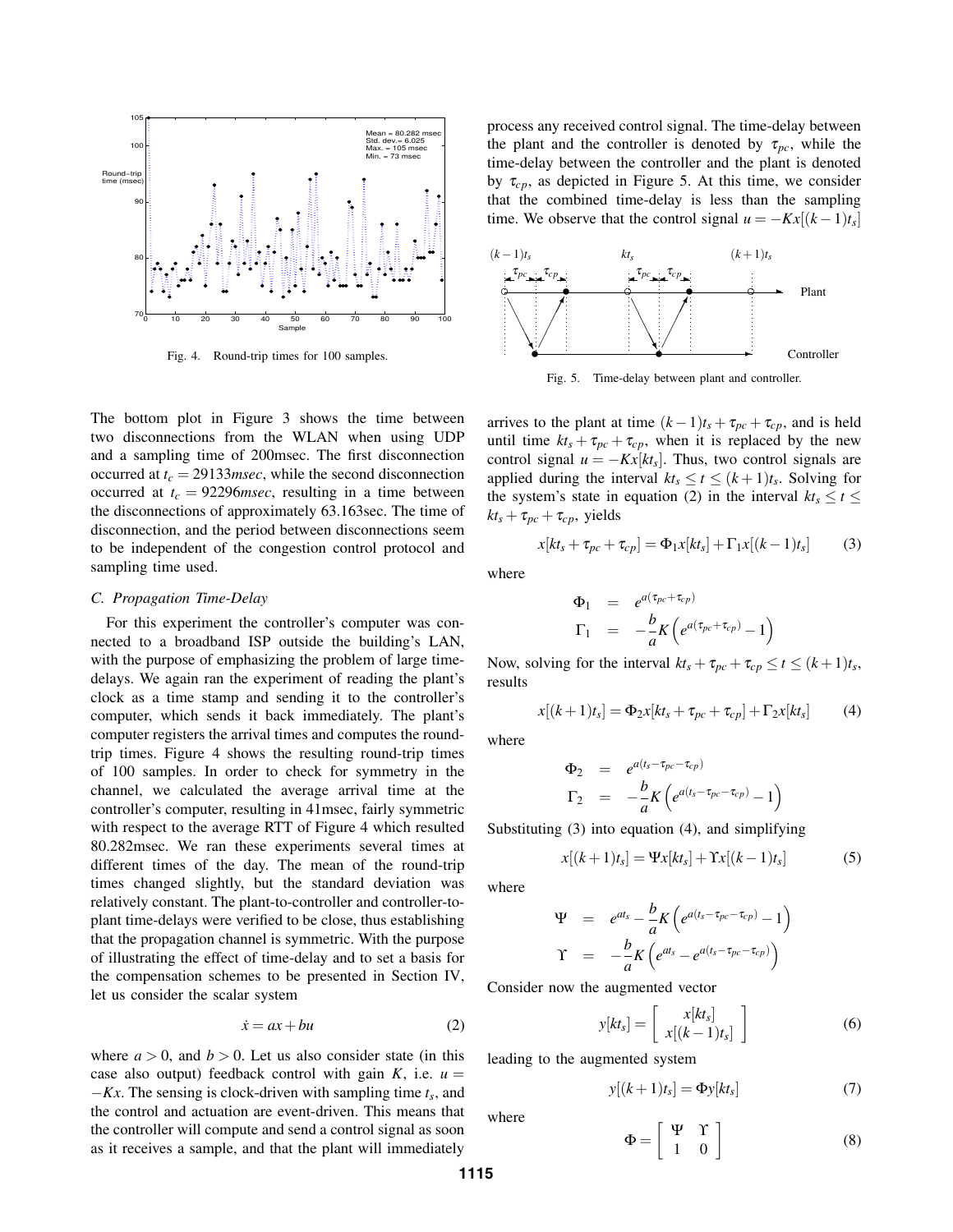Fig. 4. Round-trip times for 100 samples.

The bottom plot in Figure 3 shows the time between two disconnections from the WLAN when using UDP and a sampling time of 200msec. The first disconnection occurred at $t_c = 29133msec$, while the second disconnection occurred at $t_c = 92296msec$, resulting in a time between the disconnections of approximately 63.163sec. The time of disconnection, and the period between disconnections seem to be independent of the congestion control protocol and sampling time used.

### C. Propagation Time-Delay

For this experiment the controller's computer was connected to a broadband ISP outside the building's LAN, with the purpose of emphasizing the problem of large time-delays. We again ran the experiment of reading the plant's clock as a time stamp and sending it to the controller's computer, which sends it back immediately. The plant's computer registers the arrival times and computes the round-trip times. Figure 4 shows the resulting round-trip times of 100 samples. In order to check for symmetry in the channel, we calculated the average arrival time at the controller's computer, resulting in 41msec, fairly symmetric with respect to the average RTT of Figure 4 which resulted 80.282msec. We ran these experiments several times at different times of the day. The mean of the round-trip times changed slightly, but the standard deviation was relatively constant. The plant-to-controller and controller-to-plant time-delays were verified to be close, thus establishing that the propagation channel is symmetric. With the purpose of illustrating the effect of time-delay and to set a basis for the compensation schemes to be presented in Section IV, let us consider the scalar system

$$\dot{x} = ax + bu \tag{2}$$

where $a > 0$, and $b > 0$. Let us also consider state (in this case also output) feedback control with gain $K$, i.e. $u = -Kx$. The sensing is clock-driven with sampling time $t_s$, and the control and actuation are event-driven. This means that the controller will compute and send a control signal as soon as it receives a sample, and that the plant will immediately process any received control signal. The time-delay between the plant and the controller is denoted by $\tau_{pc}$, while the time-delay between the controller and the plant is denoted by $\tau_{cp}$, as depicted in Figure 5. At this time, we consider that the combined time-delay is less than the sampling time. We observe that the control signal $u = -Kx[(k-1)t_s]$

Fig. 5. Time-delay between plant and controller.

arrives to the plant at time $(k-1)t_s + \tau_{pc} + \tau_{cp}$, and is held until time $kt_s + \tau_{pc} + \tau_{cp}$, when it is replaced by the new control signal $u = -Kx[kt_s]$. Thus, two control signals are applied during the interval $kt_s \le t \le (k+1)t_s$. Solving for the system's state in equation (2) in the interval $kt_s \le t \le kt_s + \tau_{pc} + \tau_{cp}$, yields

$$x[kt_s + \tau_{pc} + \tau_{cp}] = \Phi_1 x[kt_s] + \Gamma_1 x[(k-1)t_s] \tag{3}$$

where

$$\begin{aligned} \Phi_1 &= e^{a(\tau_{pc}+\tau_{cp})} \\ \Gamma_1 &= -\frac{b}{a}K\left(e^{a(\tau_{pc}+\tau_{cp})} - 1\right) \end{aligned}$$

Now, solving for the interval $kt_s + \tau_{pc} + \tau_{cp} \le t \le (k+1)t_s$, results

$$x[(k+1)t_s] = \Phi_2 x[kt_s + \tau_{pc} + \tau_{cp}] + \Gamma_2 x[kt_s] \tag{4}$$

where

$$\begin{aligned} \Phi_2 &= e^{a(t_s-\tau_{pc}-\tau_{cp})} \\ \Gamma_2 &= -\frac{b}{a}K\left(e^{a(t_s-\tau_{pc}-\tau_{cp})} - 1\right) \end{aligned}$$

Substituting (3) into equation (4), and simplifying

$$x[(k+1)t_s] = \Psi x[kt_s] + \Upsilon x[(k-1)t_s] \tag{5}$$

where

$$\begin{aligned} \Psi &= e^{at_s} - \frac{b}{a}K\left(e^{a(t_s-\tau_{pc}-\tau_{cp})} - 1\right) \\ \Upsilon &= -\frac{b}{a}K\left(e^{at_s} - e^{a(t_s-\tau_{pc}-\tau_{cp})}\right) \end{aligned}$$

Consider now the augmented vector

$$y[kt_s] = \begin{bmatrix} x[kt_s] \\ x[(k-1)t_s] \end{bmatrix} \tag{6}$$

leading to the augmented system

$$y[(k+1)t_s] = \Phi y[kt_s] \tag{7}$$

where

$$\Phi = \begin{bmatrix} \Psi & \Upsilon \\ 1 & 0 \end{bmatrix} \tag{8}$$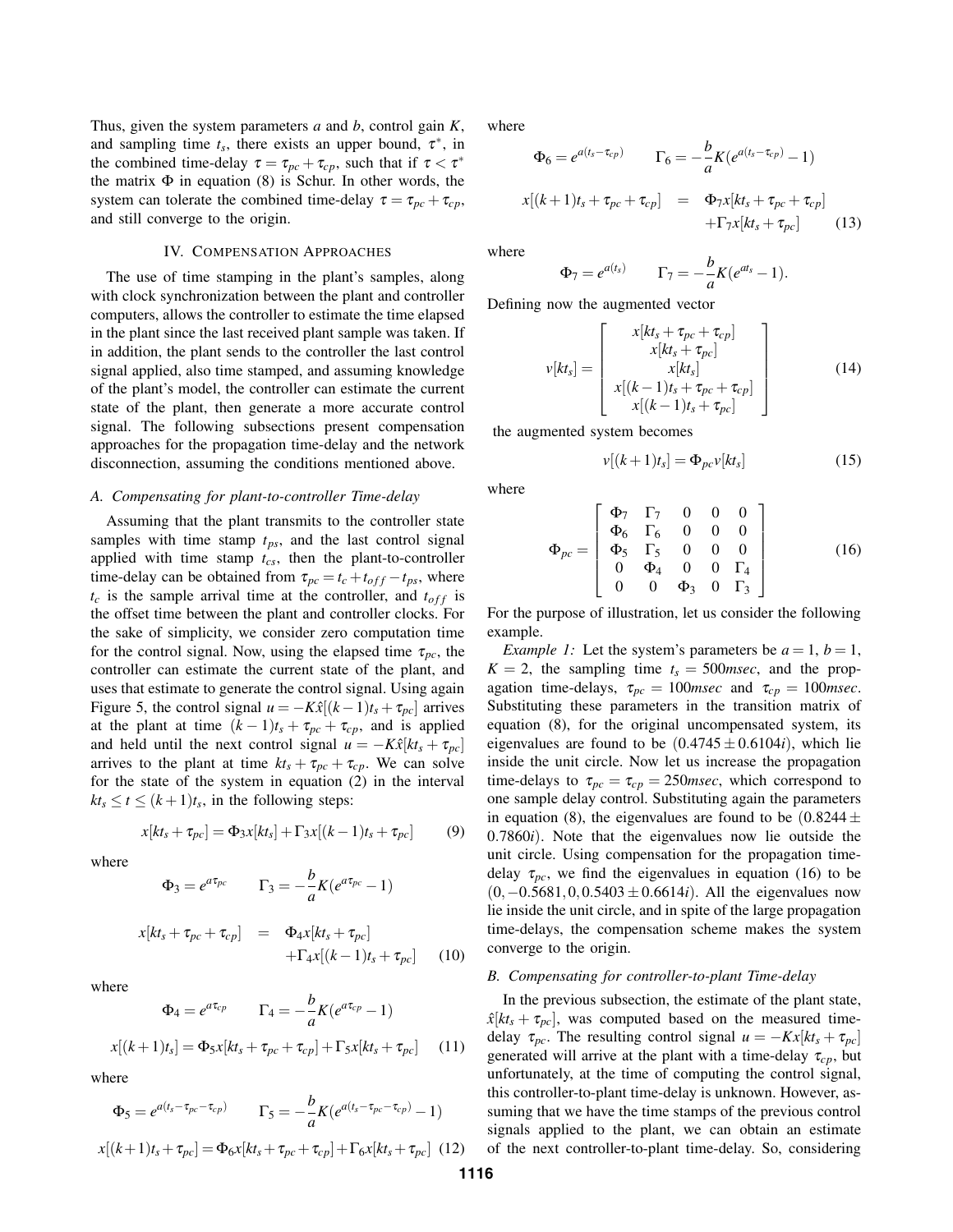Thus, given the system parameters $a$ and $b$, control gain $K$, and sampling time $t_s$, there exists an upper bound, $\tau^*$, in the combined time-delay $\tau = \tau_{pc} + \tau_{cp}$, such that if $\tau < \tau^*$ the matrix $\Phi$ in equation (8) is Schur. In other words, the system can tolerate the combined time-delay $\tau = \tau_{pc} + \tau_{cp}$, and still converge to the origin.

## IV. Compensation Approaches

The use of time stamping in the plant's samples, along with clock synchronization between the plant and controller computers, allows the controller to estimate the time elapsed in the plant since the last received plant sample was taken. If in addition, the plant sends to the controller the last control signal applied, also time stamped, and assuming knowledge of the plant's model, the controller can estimate the current state of the plant, then generate a more accurate control signal. The following subsections present compensation approaches for the propagation time-delay and the network disconnection, assuming the conditions mentioned above.

### A. Compensating for plant-to-controller Time-delay

Assuming that the plant transmits to the controller state samples with time stamp $t_{ps}$, and the last control signal applied with time stamp $t_{cs}$, then the plant-to-controller time-delay can be obtained from $\tau_{pc} = t_c + t_{off} - t_{ps}$, where $t_c$ is the sample arrival time at the controller, and $t_{off}$ is the offset time between the plant and controller clocks. For the sake of simplicity, we consider zero computation time for the control signal. Now, using the elapsed time $\tau_{pc}$, the controller can estimate the current state of the plant, and uses that estimate to generate the control signal. Using again Figure 5, the control signal $u = -K\hat{x}[(k-1)t_s + \tau_{pc}]$ arrives at the plant at time $(k-1)t_s + \tau_{pc} + \tau_{cp}$, and is applied and held until the next control signal $u = -K\hat{x}[kt_s + \tau_{pc}]$ arrives to the plant at time $kt_s + \tau_{pc} + \tau_{cp}$. We can solve for the state of the system in equation (2) in the interval $kt_s \le t \le (k+1)t_s$, in the following steps:

$$x[kt_s + \tau_{pc}] = \Phi_3 x[kt_s] + \Gamma_3 x[(k-1)t_s + \tau_{pc}] \tag{9}$$

where

$$\Phi_3 = e^{a\tau_{pc}} \qquad \Gamma_3 = -\frac{b}{a}K(e^{a\tau_{pc}} - 1)$$

$$x[kt_s + \tau_{pc} + \tau_{cp}] = \Phi_4 x[kt_s + \tau_{pc}] + \Gamma_4 x[(k-1)t_s + \tau_{pc}] \tag{10}$$

where

$$\Phi_4 = e^{a\tau_{cp}} \qquad \Gamma_4 = -\frac{b}{a}K(e^{a\tau_{cp}} - 1)$$

$$x[(k+1)t_s] = \Phi_5 x[kt_s + \tau_{pc} + \tau_{cp}] + \Gamma_5 x[kt_s + \tau_{pc}] \tag{11}$$

where

$$\Phi_5 = e^{a(t_s - \tau_{pc} - \tau_{cp})} \qquad \Gamma_5 = -\frac{b}{a}K(e^{a(t_s - \tau_{pc} - \tau_{cp})} - 1)$$

$$x[(k+1)t_s + \tau_{pc}] = \Phi_6 x[kt_s + \tau_{pc} + \tau_{cp}] + \Gamma_6 x[kt_s + \tau_{pc}] \tag{12}$$

where

$$\Phi_6 = e^{a(t_s - \tau_{cp})} \qquad \Gamma_6 = -\frac{b}{a}K(e^{a(t_s - \tau_{cp})} - 1)$$

$$x[(k+1)t_s + \tau_{pc} + \tau_{cp}] = \Phi_7 x[kt_s + \tau_{pc} + \tau_{cp}] + \Gamma_7 x[kt_s + \tau_{pc}] \tag{13}$$

where

$$\Phi_7 = e^{a(t_s)} \qquad \Gamma_7 = -\frac{b}{a}K(e^{at_s} - 1).$$

Defining now the augmented vector

$$v[kt_s] = \begin{bmatrix} x[kt_s + \tau_{pc} + \tau_{cp}] \\ x[kt_s + \tau_{pc}] \\ x[kt_s] \\ x[(k-1)t_s + \tau_{pc} + \tau_{cp}] \\ x[(k-1)t_s + \tau_{pc}] \end{bmatrix} \tag{14}$$

the augmented system becomes

$$v[(k+1)t_s] = \Phi_{pc} v[kt_s] \tag{15}$$

where

$$\Phi_{pc} = \begin{bmatrix} \Phi_7 & \Gamma_7 & 0 & 0 & 0 \\ \Phi_6 & \Gamma_6 & 0 & 0 & 0 \\ \Phi_5 & \Gamma_5 & 0 & 0 & 0 \\ 0 & \Phi_4 & 0 & 0 & \Gamma_4 \\ 0 & 0 & \Phi_3 & 0 & \Gamma_3 \end{bmatrix} \tag{16}$$

For the purpose of illustration, let us consider the following example.

*Example 1:* Let the system's parameters be $a = 1$, $b = 1$, $K = 2$, the sampling time $t_s = 500msec$, and the propagation time-delays, $\tau_{pc} = 100msec$ and $\tau_{cp} = 100msec$. Substituting these parameters in the transition matrix of equation (8), for the original uncompensated system, its eigenvalues are found to be $(0.4745 \pm 0.6104i)$, which lie inside the unit circle. Now let us increase the propagation time-delays to $\tau_{pc} = \tau_{cp} = 250msec$, which correspond to one sample delay control. Substituting again the parameters in equation (8), the eigenvalues are found to be $(0.8244 \pm 0.7860i)$. Note that the eigenvalues now lie outside the unit circle. Using compensation for the propagation time-delay $\tau_{pc}$, we find the eigenvalues in equation (16) to be $(0, -0.5681, 0, 0.5403 \pm 0.6614i)$. All the eigenvalues now lie inside the unit circle, and in spite of the large propagation time-delays, the compensation scheme makes the system converge to the origin.

### B. Compensating for controller-to-plant Time-delay

In the previous subsection, the estimate of the plant state, $\hat{x}[kt_s + \tau_{pc}]$, was computed based on the measured time-delay $\tau_{pc}$. The resulting control signal $u = -Kx[kt_s + \tau_{pc}]$ generated will arrive at the plant with a time-delay $\tau_{cp}$, but unfortunately, at the time of computing the control signal, this controller-to-plant time-delay is unknown. However, assuming that we have the time stamps of the previous control signals applied to the plant, we can obtain an estimate of the next controller-to-plant time-delay. So, considering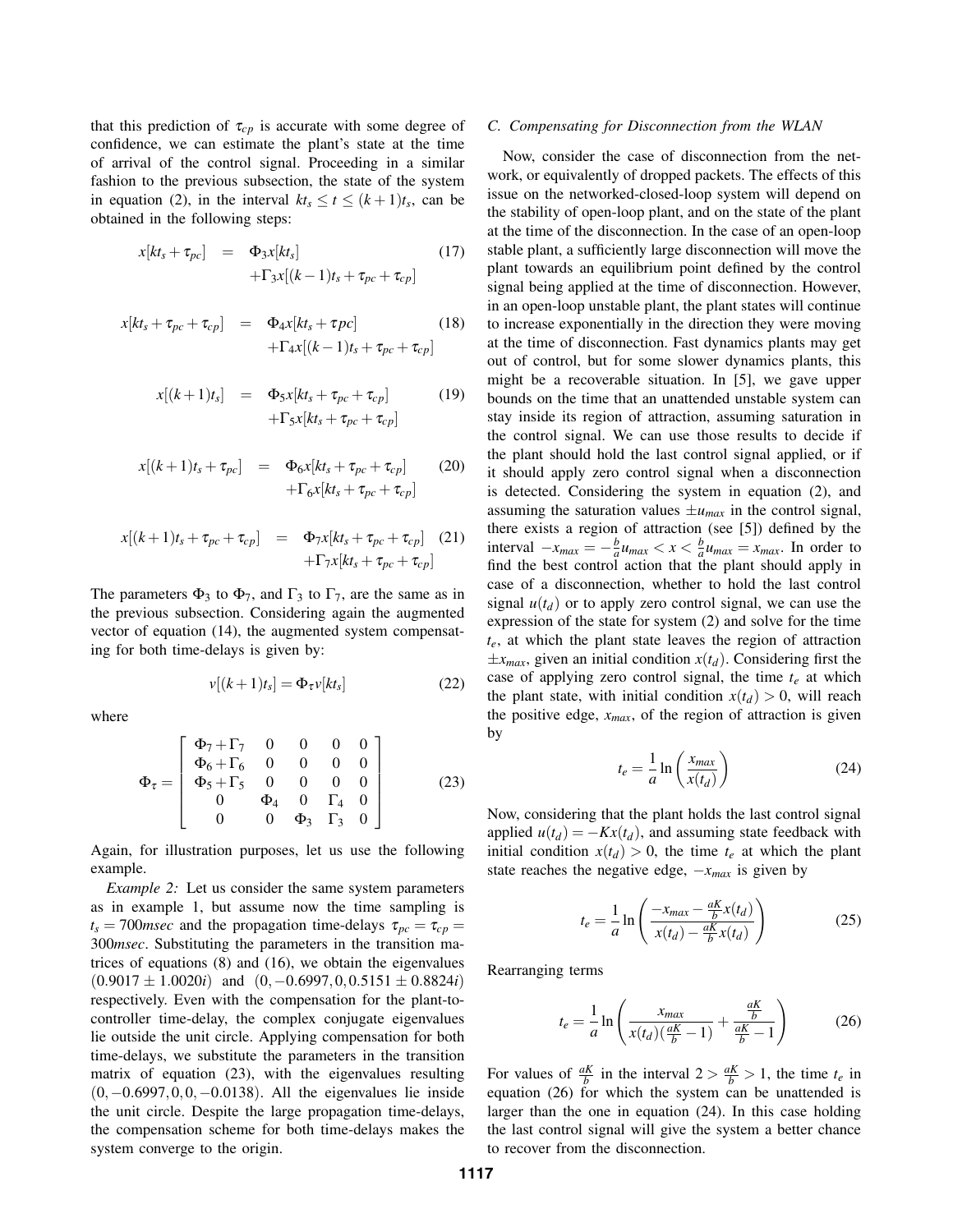that this prediction of $\tau_{cp}$ is accurate with some degree of confidence, we can estimate the plant's state at the time of arrival of the control signal. Proceeding in a similar fashion to the previous subsection, the state of the system in equation (2), in the interval $kt_s \leq t \leq (k+1)t_s$, can be obtained in the following steps:

$$x[kt_s + \tau_{pc}] = \Phi_3 x[kt_s] + \Gamma_3 x[(k-1)t_s + \tau_{pc} + \tau_{cp}] \tag{17}$$

$$x[kt_s + \tau_{pc} + \tau_{cp}] = \Phi_4 x[kt_s + \tau pc] + \Gamma_4 x[(k-1)t_s + \tau_{pc} + \tau_{cp}] \tag{18}$$

$$x[(k+1)t_s] = \Phi_5 x[kt_s + \tau_{pc} + \tau_{cp}] + \Gamma_5 x[kt_s + \tau_{pc} + \tau_{cp}] \tag{19}$$

$$x[(k+1)t_s + \tau_{pc}] = \Phi_6 x[kt_s + \tau_{pc} + \tau_{cp}] + \Gamma_6 x[kt_s + \tau_{pc} + \tau_{cp}] \tag{20}$$

$$x[(k+1)t_s + \tau_{pc} + \tau_{cp}] = \Phi_7 x[kt_s + \tau_{pc} + \tau_{cp}] + \Gamma_7 x[kt_s + \tau_{pc} + \tau_{cp}] \tag{21}$$

The parameters $\Phi_3$ to $\Phi_7$, and $\Gamma_3$ to $\Gamma_7$, are the same as in the previous subsection. Considering again the augmented vector of equation (14), the augmented system compensating for both time-delays is given by:

$$v[(k+1)t_s] = \Phi_\tau v[kt_s] \tag{22}$$

where

$$\Phi_\tau = \begin{bmatrix} \Phi_7 + \Gamma_7 & 0 & 0 & 0 & 0 \\ \Phi_6 + \Gamma_6 & 0 & 0 & 0 & 0 \\ \Phi_5 + \Gamma_5 & 0 & 0 & 0 & 0 \\ 0 & \Phi_4 & 0 & \Gamma_4 & 0 \\ 0 & 0 & \Phi_3 & \Gamma_3 & 0 \end{bmatrix} \tag{23}$$

Again, for illustration purposes, let us use the following example.

*Example 2:* Let us consider the same system parameters as in example 1, but assume now the time sampling is $t_s = 700msec$ and the propagation time-delays $\tau_{pc} = \tau_{cp} = 300msec$. Substituting the parameters in the transition matrices of equations (8) and (16), we obtain the eigenvalues $(0.9017 \pm 1.0020i)$ and $(0, -0.6997, 0, 0.5151 \pm 0.8824i)$ respectively. Even with the compensation for the plant-to-controller time-delay, the complex conjugate eigenvalues lie outside the unit circle. Applying compensation for both time-delays, we substitute the parameters in the transition matrix of equation (23), with the eigenvalues resulting $(0, -0.6997, 0, 0, -0.0138)$. All the eigenvalues lie inside the unit circle. Despite the large propagation time-delays, the compensation scheme for both time-delays makes the system converge to the origin.

### C. Compensating for Disconnection from the WLAN

Now, consider the case of disconnection from the network, or equivalently of dropped packets. The effects of this issue on the networked-closed-loop system will depend on the stability of open-loop plant, and on the state of the plant at the time of the disconnection. In the case of an open-loop stable plant, a sufficiently large disconnection will move the plant towards an equilibrium point defined by the control signal being applied at the time of disconnection. However, in an open-loop unstable plant, the plant states will continue to increase exponentially in the direction they were moving at the time of disconnection. Fast dynamics plants may get out of control, but for some slower dynamics plants, this might be a recoverable situation. In [5], we gave upper bounds on the time that an unattended unstable system can stay inside its region of attraction, assuming saturation in the control signal. We can use those results to decide if the plant should hold the last control signal applied, or if it should apply zero control signal when a disconnection is detected. Considering the system in equation (2), and assuming the saturation values $\pm u_{max}$ in the control signal, there exists a region of attraction (see [5]) defined by the interval $-x_{max} = -\frac{b}{a}u_{max} < x < \frac{b}{a}u_{max} = x_{max}$. In order to find the best control action that the plant should apply in case of a disconnection, whether to hold the last control signal $u(t_d)$ or to apply zero control signal, we can use the expression of the state for system (2) and solve for the time $t_e$, at which the plant state leaves the region of attraction $\pm x_{max}$, given an initial condition $x(t_d)$. Considering first the case of applying zero control signal, the time $t_e$ at which the plant state, with initial condition $x(t_d) > 0$, will reach the positive edge, $x_{max}$, of the region of attraction is given by

$$t_e = \frac{1}{a}\ln\left(\frac{x_{max}}{x(t_d)}\right) \tag{24}$$

Now, considering that the plant holds the last control signal applied $u(t_d) = -Kx(t_d)$, and assuming state feedback with initial condition $x(t_d) > 0$, the time $t_e$ at which the plant state reaches the negative edge, $-x_{max}$ is given by

$$t_e = \frac{1}{a}\ln\left(\frac{-x_{max} - \frac{aK}{b}x(t_d)}{x(t_d) - \frac{aK}{b}x(t_d)}\right) \tag{25}$$

Rearranging terms

$$t_e = \frac{1}{a}\ln\left(\frac{x_{max}}{x(t_d)(\frac{aK}{b} - 1)} + \frac{\frac{aK}{b}}{\frac{aK}{b} - 1}\right) \tag{26}$$

For values of $\frac{aK}{b}$ in the interval $2 > \frac{aK}{b} > 1$, the time $t_e$ in equation (26) for which the system can be unattended is larger than the one in equation (24). In this case holding the last control signal will give the system a better chance to recover from the disconnection.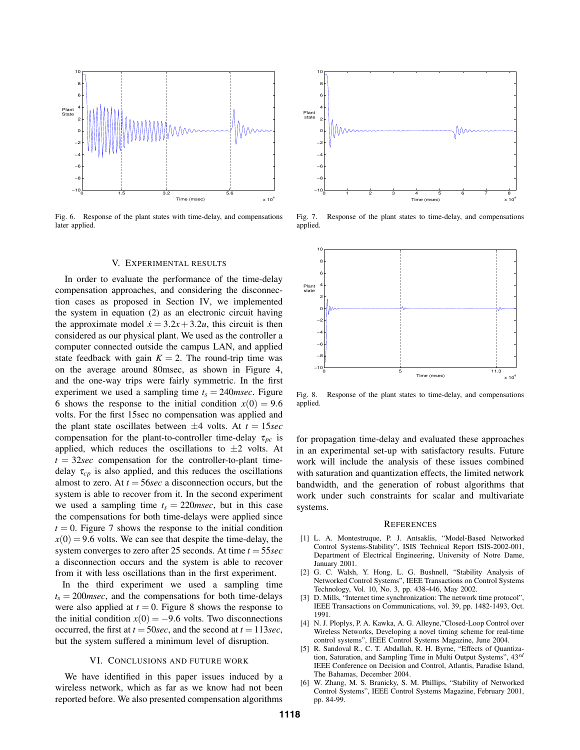Plant State

10
8
6
4
2
0
−2
−4
−6
−8
−10

0 1.5 3.2 5.6

Time (msec) x 10^4

Fig. 6. Response of the plant states with time-delay, and compensations later applied.

Plant state

10
8
6
4
2
0
−2
−4
−6
−8
−10

0 1 2 3 4 5 6 7 8

Time (msec) x 10^4

Fig. 7. Response of the plant states to time-delay, and compensations applied.

Plant state

10
8
6
4
2
0
−2
−4
−6
−8
−10

0 5 11.3

Time (msec) x 10^4

Fig. 8. Response of the plant states to time-delay, and compensations applied.

## V. Experimental Results

In order to evaluate the performance of the time-delay compensation approaches, and considering the disconnection cases as proposed in Section IV, we implemented the system in equation (2) as an electronic circuit having the approximate model $\dot{x} = 3.2x + 3.2u$, this circuit is then considered as our physical plant. We used as the controller a computer connected outside the campus LAN, and applied state feedback with gain $K = 2$. The round-trip time was on the average around 80msec, as shown in Figure 4, and the one-way trips were fairly symmetric. In the first experiment we used a sampling time $t_s = 240msec$. Figure 6 shows the response to the initial condition $x(0) = 9.6$ volts. For the first 15sec no compensation was applied and the plant state oscillates between $\pm 4$ volts. At $t = 15sec$ compensation for the plant-to-controller time-delay $\tau_{pc}$ is applied, which reduces the oscillations to $\pm 2$ volts. At $t = 32sec$ compensation for the controller-to-plant time-delay $\tau_{cp}$ is also applied, and this reduces the oscillations almost to zero. At $t = 56sec$ a disconnection occurs, but the system is able to recover from it. In the second experiment we used a sampling time $t_s = 220msec$, but in this case the compensations for both time-delays were applied since $t = 0$. Figure 7 shows the response to the initial condition $x(0) = 9.6$ volts. We can see that despite the time-delay, the system converges to zero after 25 seconds. At time $t = 55sec$ a disconnection occurs and the system is able to recover from it with less oscillations than in the first experiment.

In the third experiment we used a sampling time $t_s = 200msec$, and the compensations for both time-delays were also applied at $t = 0$. Figure 8 shows the response to the initial condition $x(0) = -9.6$ volts. Two disconnections occurred, the first at $t = 50sec$, and the second at $t = 113sec$, but the system suffered a minimum level of disruption.

## VI. Conclusions and Future Work

We have identified in this paper issues induced by a wireless network, which as far as we know had not been reported before. We also presented compensation algorithms for propagation time-delay and evaluated these approaches in an experimental set-up with satisfactory results. Future work will include the analysis of these issues combined with saturation and quantization effects, the limited network bandwidth, and the generation of robust algorithms that work under such constraints for scalar and multivariate systems.

## References

[1] L. A. Montestruque, P. J. Antsaklis, "Model-Based Networked Control Systems-Stability", ISIS Technical Report ISIS-2002-001, Department of Electrical Engineering, University of Notre Dame, January 2001.

[2] G. C. Walsh, Y. Hong, L. G. Bushnell, "Stability Analysis of Networked Control Systems", IEEE Transactions on Control Systems Technology, Vol. 10, No. 3, pp. 438-446, May 2002.

[3] D. Mills, "Internet time synchronization: The network time protocol", IEEE Transactions on Communications, vol. 39, pp. 1482-1493, Oct. 1991.

[4] N. J. Ploplys, P. A. Kawka, A. G. Alleyne,"Closed-Loop Control over Wireless Networks, Developing a novel timing scheme for real-time control systems", IEEE Control Systems Magazine, June 2004.

[5] R. Sandoval R., C. T. Abdallah, R. H. Byrne, "Effects of Quantization, Saturation, and Sampling Time in Multi Output Systems", 43rd IEEE Conference on Decision and Control, Atlantis, Paradise Island, The Bahamas, December 2004.

[6] W. Zhang, M. S. Branicky, S. M. Phillips, "Stability of Networked Control Systems", IEEE Control Systems Magazine, February 2001, pp. 84-99.